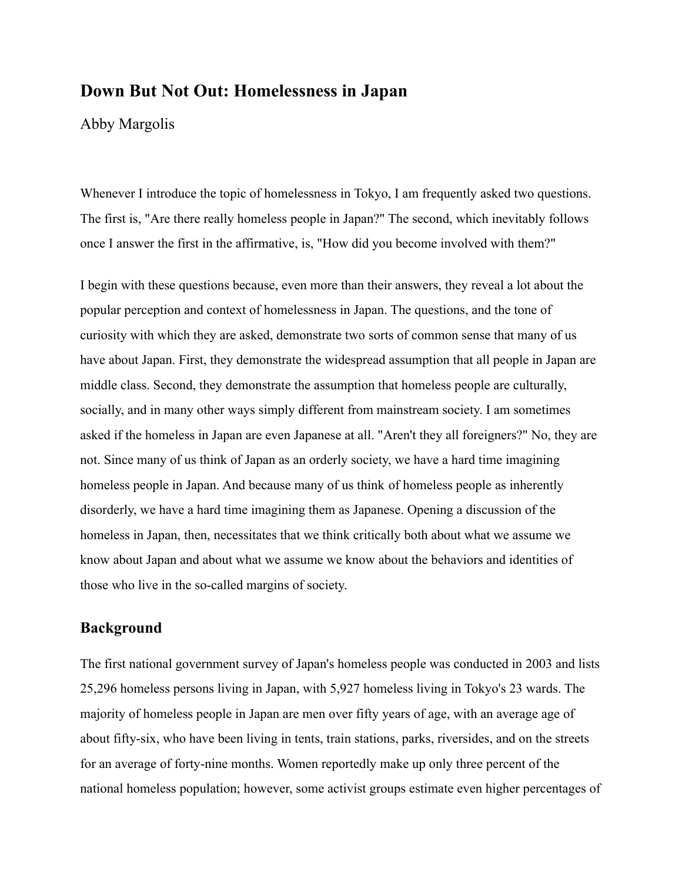# Down But Not Out: Homelessness in Japan

Abby Margolis

Whenever I introduce the topic of homelessness in Tokyo, I am frequently asked two questions. The first is, "Are there really homeless people in Japan?" The second, which inevitably follows once I answer the first in the affirmative, is, "How did you become involved with them?"

I begin with these questions because, even more than their answers, they reveal a lot about the popular perception and context of homelessness in Japan. The questions, and the tone of curiosity with which they are asked, demonstrate two sorts of common sense that many of us have about Japan. First, they demonstrate the widespread assumption that all people in Japan are middle class. Second, they demonstrate the assumption that homeless people are culturally, socially, and in many other ways simply different from mainstream society. I am sometimes asked if the homeless in Japan are even Japanese at all. "Aren't they all foreigners?" No, they are not. Since many of us think of Japan as an orderly society, we have a hard time imagining homeless people in Japan. And because many of us think of homeless people as inherently disorderly, we have a hard time imagining them as Japanese. Opening a discussion of the homeless in Japan, then, necessitates that we think critically both about what we assume we know about Japan and about what we assume we know about the behaviors and identities of those who live in the so-called margins of society.

## Background

The first national government survey of Japan's homeless people was conducted in 2003 and lists 25,296 homeless persons living in Japan, with 5,927 homeless living in Tokyo's 23 wards. The majority of homeless people in Japan are men over fifty years of age, with an average age of about fifty-six, who have been living in tents, train stations, parks, riversides, and on the streets for an average of forty-nine months. Women reportedly make up only three percent of the national homeless population; however, some activist groups estimate even higher percentages of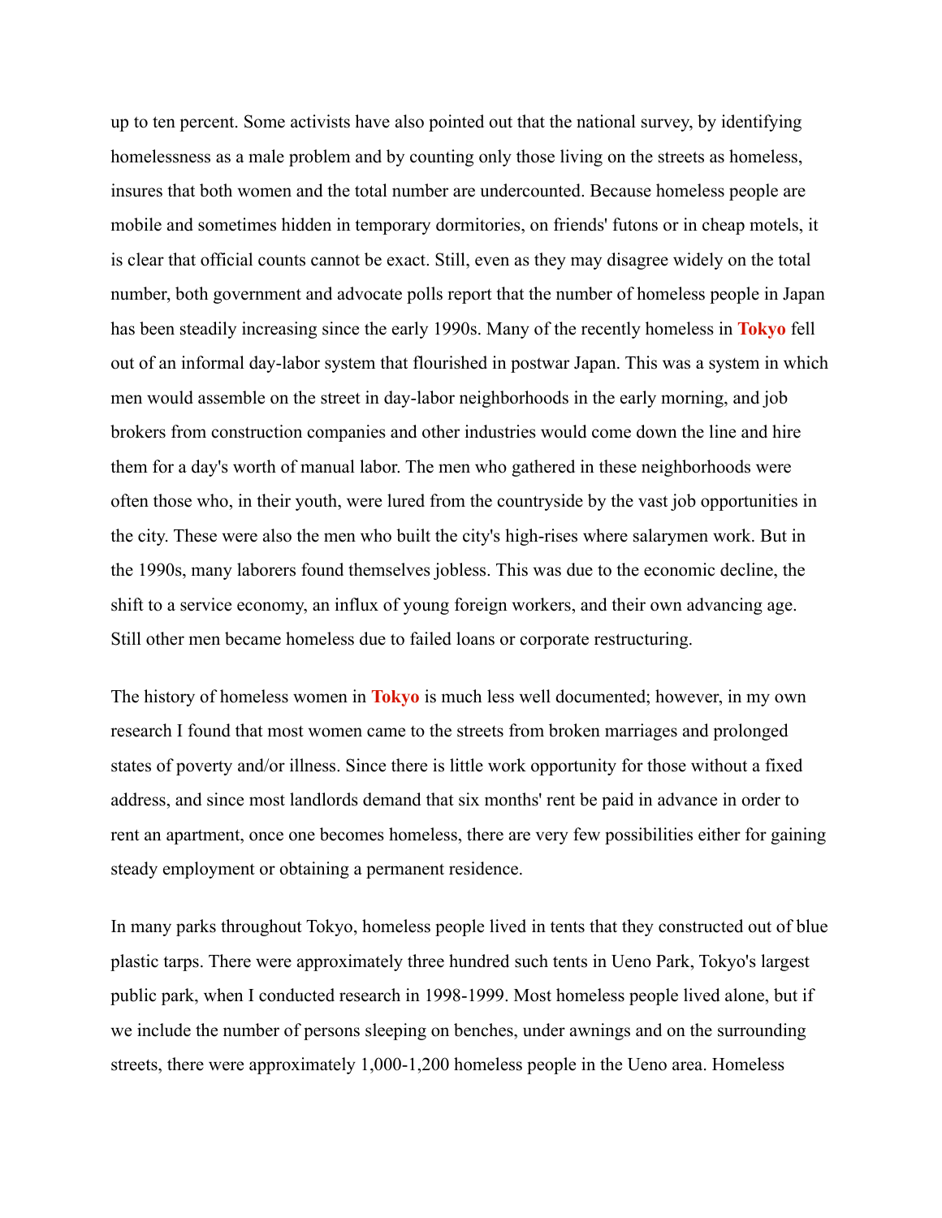up to ten percent. Some activists have also pointed out that the national survey, by identifying homelessness as a male problem and by counting only those living on the streets as homeless, insures that both women and the total number are undercounted. Because homeless people are mobile and sometimes hidden in temporary dormitories, on friends' futons or in cheap motels, it is clear that official counts cannot be exact. Still, even as they may disagree widely on the total number, both government and advocate polls report that the number of homeless people in Japan has been steadily increasing since the early 1990s. Many of the recently homeless in **Tokyo** fell out of an informal day-labor system that flourished in postwar Japan. This was a system in which men would assemble on the street in day-labor neighborhoods in the early morning, and job brokers from construction companies and other industries would come down the line and hire them for a day's worth of manual labor. The men who gathered in these neighborhoods were often those who, in their youth, were lured from the countryside by the vast job opportunities in the city. These were also the men who built the city's high-rises where salarymen work. But in the 1990s, many laborers found themselves jobless. This was due to the economic decline, the shift to a service economy, an influx of young foreign workers, and their own advancing age. Still other men became homeless due to failed loans or corporate restructuring.

The history of homeless women in **Tokyo** is much less well documented; however, in my own research I found that most women came to the streets from broken marriages and prolonged states of poverty and/or illness. Since there is little work opportunity for those without a fixed address, and since most landlords demand that six months' rent be paid in advance in order to rent an apartment, once one becomes homeless, there are very few possibilities either for gaining steady employment or obtaining a permanent residence.

In many parks throughout Tokyo, homeless people lived in tents that they constructed out of blue plastic tarps. There were approximately three hundred such tents in Ueno Park, Tokyo's largest public park, when I conducted research in 1998-1999. Most homeless people lived alone, but if we include the number of persons sleeping on benches, under awnings and on the surrounding streets, there were approximately 1,000-1,200 homeless people in the Ueno area. Homeless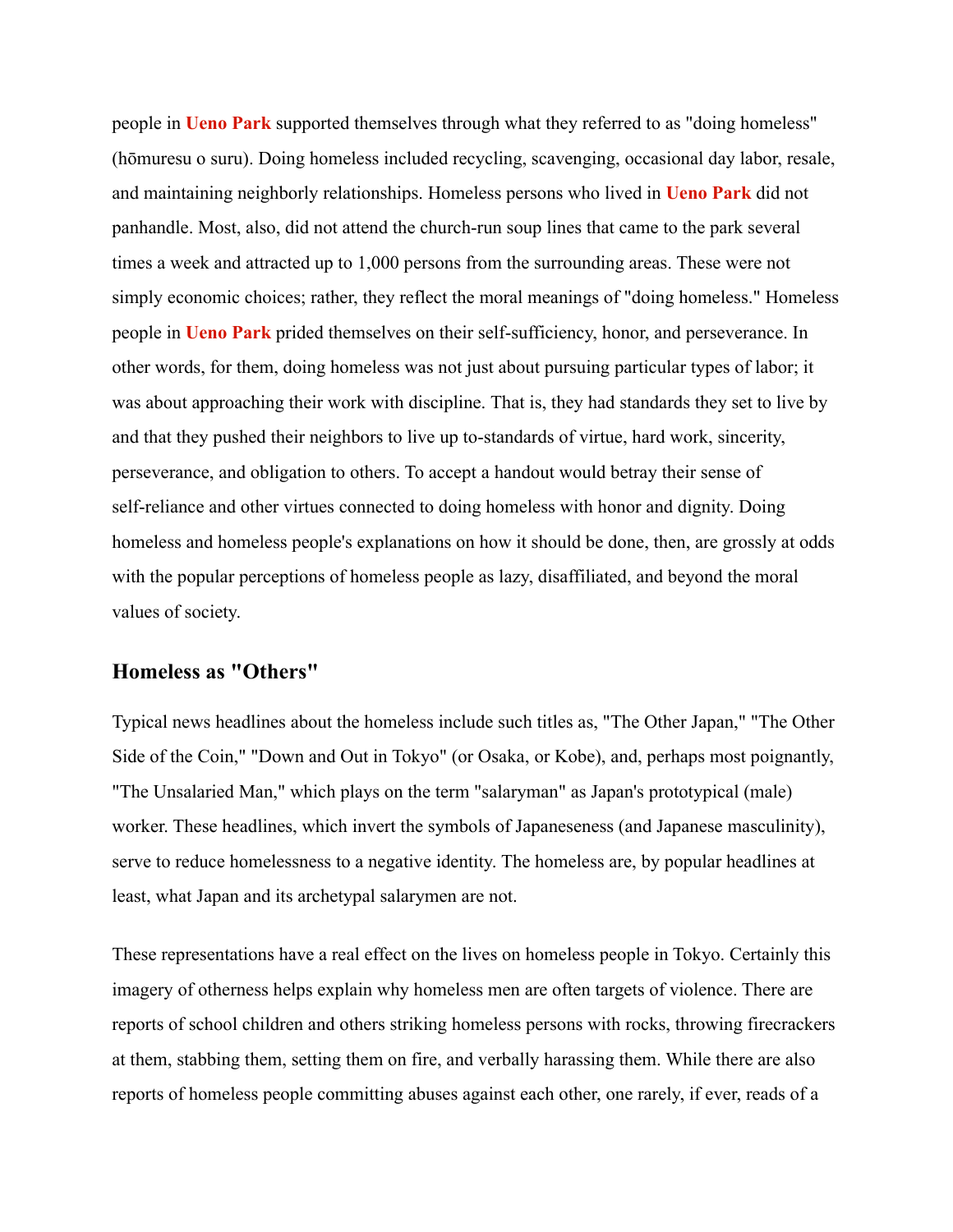people in **Ueno Park** supported themselves through what they referred to as "doing homeless" (hōmuresu o suru). Doing homeless included recycling, scavenging, occasional day labor, resale, and maintaining neighborly relationships. Homeless persons who lived in **Ueno Park** did not panhandle. Most, also, did not attend the church-run soup lines that came to the park several times a week and attracted up to 1,000 persons from the surrounding areas. These were not simply economic choices; rather, they reflect the moral meanings of "doing homeless." Homeless people in **Ueno Park** prided themselves on their self-sufficiency, honor, and perseverance. In other words, for them, doing homeless was not just about pursuing particular types of labor; it was about approaching their work with discipline. That is, they had standards they set to live by and that they pushed their neighbors to live up to-standards of virtue, hard work, sincerity, perseverance, and obligation to others. To accept a handout would betray their sense of self-reliance and other virtues connected to doing homeless with honor and dignity. Doing homeless and homeless people's explanations on how it should be done, then, are grossly at odds with the popular perceptions of homeless people as lazy, disaffiliated, and beyond the moral values of society.

## Homeless as "Others"

Typical news headlines about the homeless include such titles as, "The Other Japan," "The Other Side of the Coin," "Down and Out in Tokyo" (or Osaka, or Kobe), and, perhaps most poignantly, "The Unsalaried Man," which plays on the term "salaryman" as Japan's prototypical (male) worker. These headlines, which invert the symbols of Japaneseness (and Japanese masculinity), serve to reduce homelessness to a negative identity. The homeless are, by popular headlines at least, what Japan and its archetypal salarymen are not.

These representations have a real effect on the lives on homeless people in Tokyo. Certainly this imagery of otherness helps explain why homeless men are often targets of violence. There are reports of school children and others striking homeless persons with rocks, throwing firecrackers at them, stabbing them, setting them on fire, and verbally harassing them. While there are also reports of homeless people committing abuses against each other, one rarely, if ever, reads of a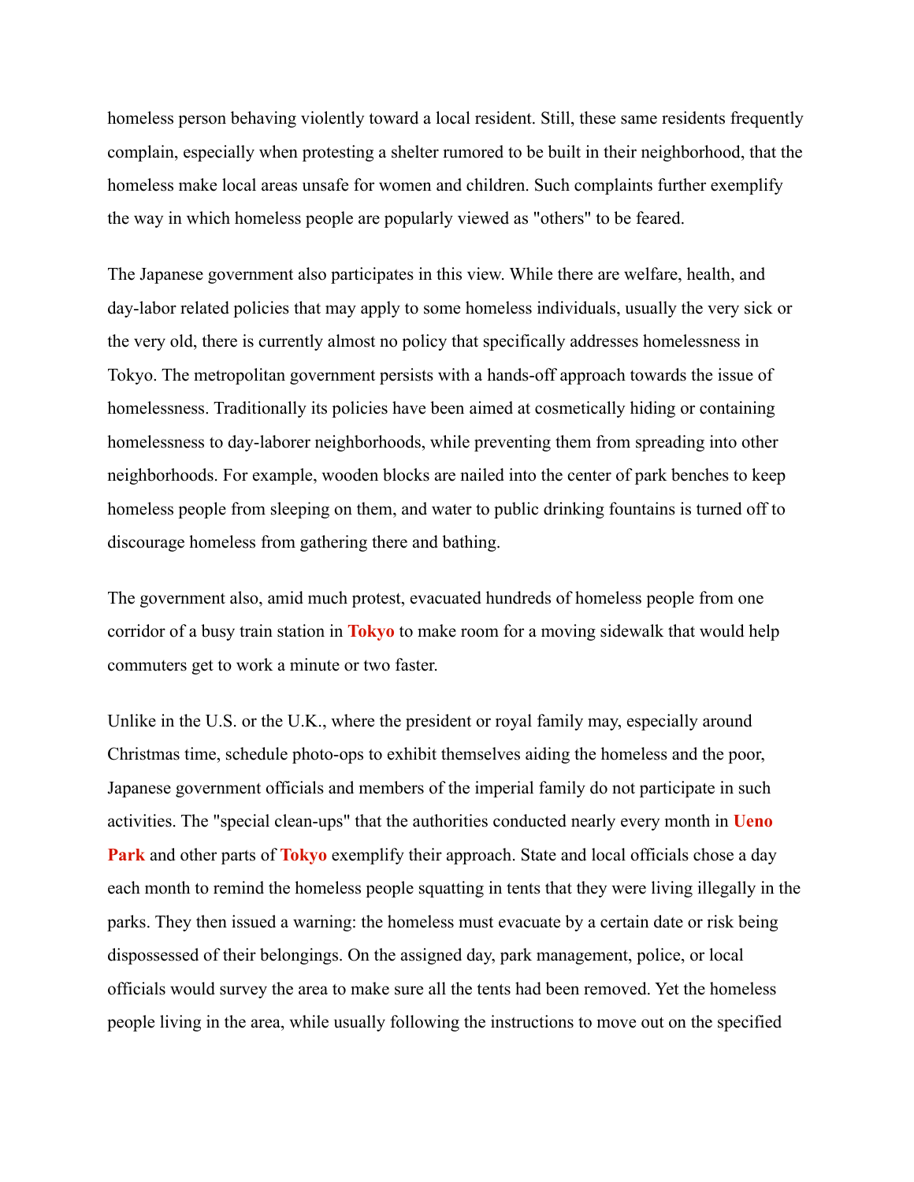homeless person behaving violently toward a local resident. Still, these same residents frequently complain, especially when protesting a shelter rumored to be built in their neighborhood, that the homeless make local areas unsafe for women and children. Such complaints further exemplify the way in which homeless people are popularly viewed as "others" to be feared.

The Japanese government also participates in this view. While there are welfare, health, and day-labor related policies that may apply to some homeless individuals, usually the very sick or the very old, there is currently almost no policy that specifically addresses homelessness in Tokyo. The metropolitan government persists with a hands-off approach towards the issue of homelessness. Traditionally its policies have been aimed at cosmetically hiding or containing homelessness to day-laborer neighborhoods, while preventing them from spreading into other neighborhoods. For example, wooden blocks are nailed into the center of park benches to keep homeless people from sleeping on them, and water to public drinking fountains is turned off to discourage homeless from gathering there and bathing.

The government also, amid much protest, evacuated hundreds of homeless people from one corridor of a busy train station in **Tokyo** to make room for a moving sidewalk that would help commuters get to work a minute or two faster.

Unlike in the U.S. or the U.K., where the president or royal family may, especially around Christmas time, schedule photo-ops to exhibit themselves aiding the homeless and the poor, Japanese government officials and members of the imperial family do not participate in such activities. The "special clean-ups" that the authorities conducted nearly every month in **Ueno Park** and other parts of **Tokyo** exemplify their approach. State and local officials chose a day each month to remind the homeless people squatting in tents that they were living illegally in the parks. They then issued a warning: the homeless must evacuate by a certain date or risk being dispossessed of their belongings. On the assigned day, park management, police, or local officials would survey the area to make sure all the tents had been removed. Yet the homeless people living in the area, while usually following the instructions to move out on the specified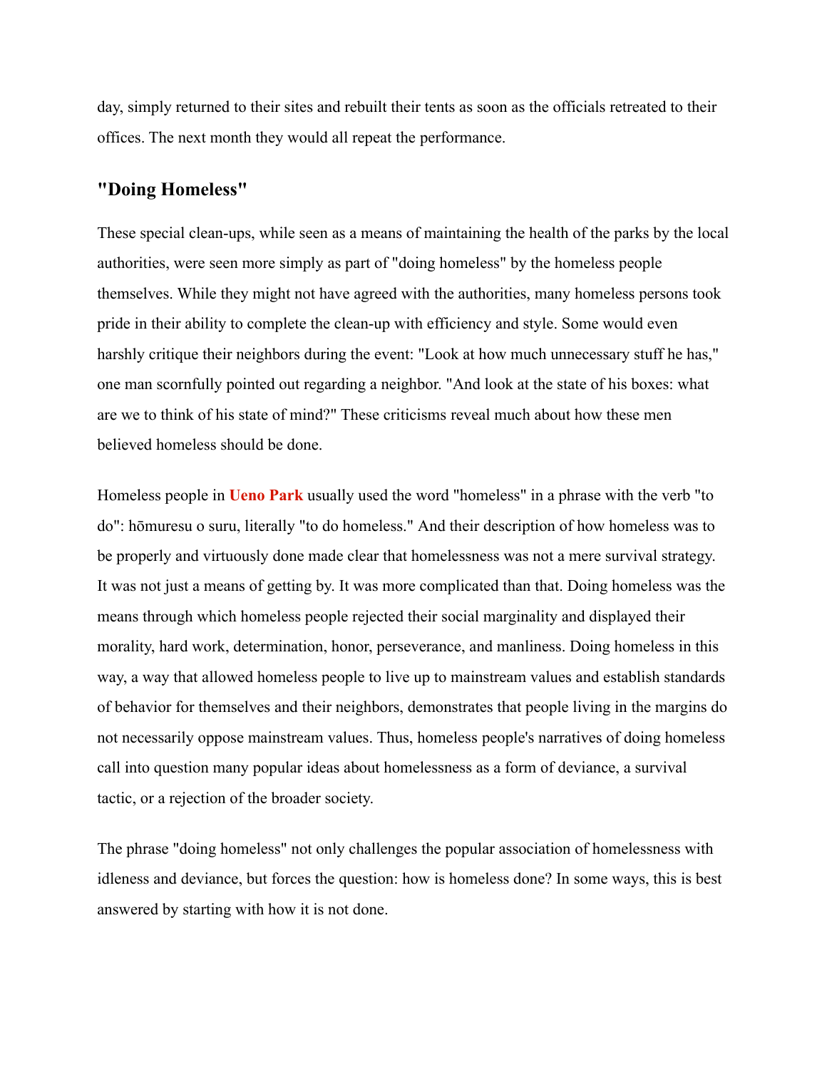day, simply returned to their sites and rebuilt their tents as soon as the officials retreated to their offices. The next month they would all repeat the performance.

## "Doing Homeless"

These special clean-ups, while seen as a means of maintaining the health of the parks by the local authorities, were seen more simply as part of "doing homeless" by the homeless people themselves. While they might not have agreed with the authorities, many homeless persons took pride in their ability to complete the clean-up with efficiency and style. Some would even harshly critique their neighbors during the event: "Look at how much unnecessary stuff he has," one man scornfully pointed out regarding a neighbor. "And look at the state of his boxes: what are we to think of his state of mind?" These criticisms reveal much about how these men believed homeless should be done.

Homeless people in **Ueno Park** usually used the word "homeless" in a phrase with the verb "to do": hōmuresu o suru, literally "to do homeless." And their description of how homeless was to be properly and virtuously done made clear that homelessness was not a mere survival strategy. It was not just a means of getting by. It was more complicated than that. Doing homeless was the means through which homeless people rejected their social marginality and displayed their morality, hard work, determination, honor, perseverance, and manliness. Doing homeless in this way, a way that allowed homeless people to live up to mainstream values and establish standards of behavior for themselves and their neighbors, demonstrates that people living in the margins do not necessarily oppose mainstream values. Thus, homeless people's narratives of doing homeless call into question many popular ideas about homelessness as a form of deviance, a survival tactic, or a rejection of the broader society.

The phrase "doing homeless" not only challenges the popular association of homelessness with idleness and deviance, but forces the question: how is homeless done? In some ways, this is best answered by starting with how it is not done.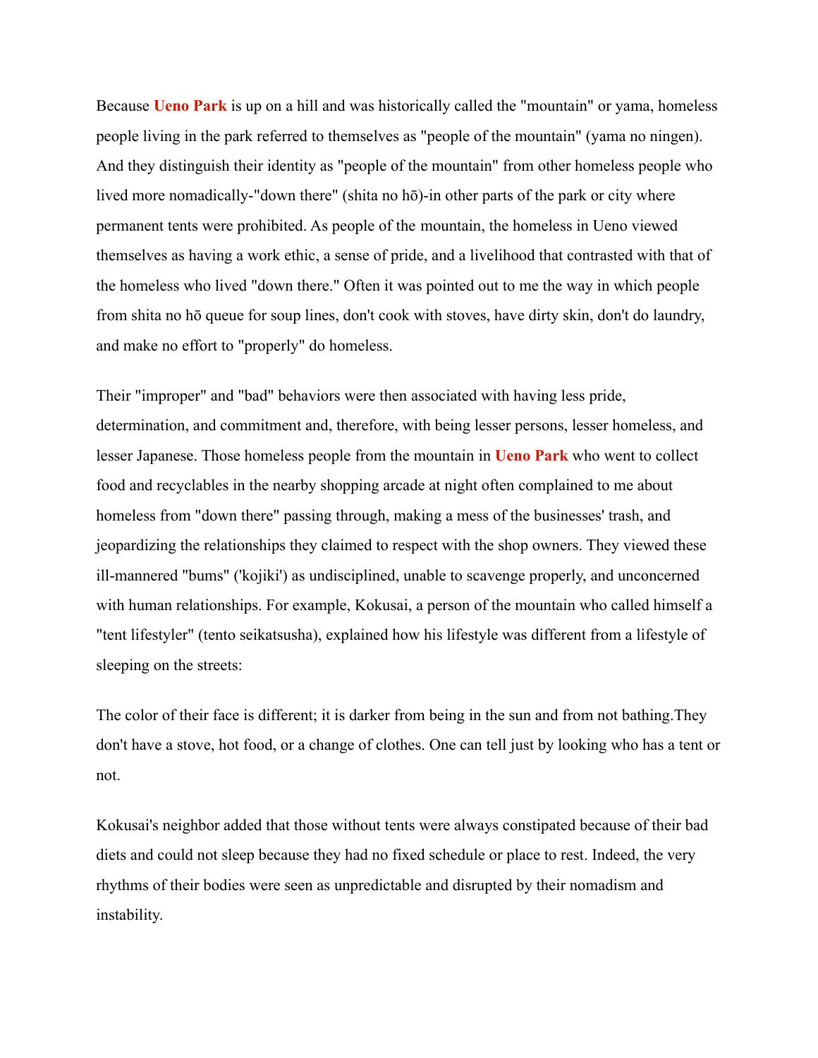Because **Ueno Park** is up on a hill and was historically called the "mountain" or yama, homeless people living in the park referred to themselves as "people of the mountain" (yama no ningen). And they distinguish their identity as "people of the mountain" from other homeless people who lived more nomadically-"down there" (shita no hō)-in other parts of the park or city where permanent tents were prohibited. As people of the mountain, the homeless in Ueno viewed themselves as having a work ethic, a sense of pride, and a livelihood that contrasted with that of the homeless who lived "down there." Often it was pointed out to me the way in which people from shita no hō queue for soup lines, don't cook with stoves, have dirty skin, don't do laundry, and make no effort to "properly" do homeless.

Their "improper" and "bad" behaviors were then associated with having less pride, determination, and commitment and, therefore, with being lesser persons, lesser homeless, and lesser Japanese. Those homeless people from the mountain in **Ueno Park** who went to collect food and recyclables in the nearby shopping arcade at night often complained to me about homeless from "down there" passing through, making a mess of the businesses' trash, and jeopardizing the relationships they claimed to respect with the shop owners. They viewed these ill-mannered "bums" ('kojiki') as undisciplined, unable to scavenge properly, and unconcerned with human relationships. For example, Kokusai, a person of the mountain who called himself a "tent lifestyler" (tento seikatsusha), explained how his lifestyle was different from a lifestyle of sleeping on the streets:

The color of their face is different; it is darker from being in the sun and from not bathing.They don't have a stove, hot food, or a change of clothes. One can tell just by looking who has a tent or not.

Kokusai's neighbor added that those without tents were always constipated because of their bad diets and could not sleep because they had no fixed schedule or place to rest. Indeed, the very rhythms of their bodies were seen as unpredictable and disrupted by their nomadism and instability.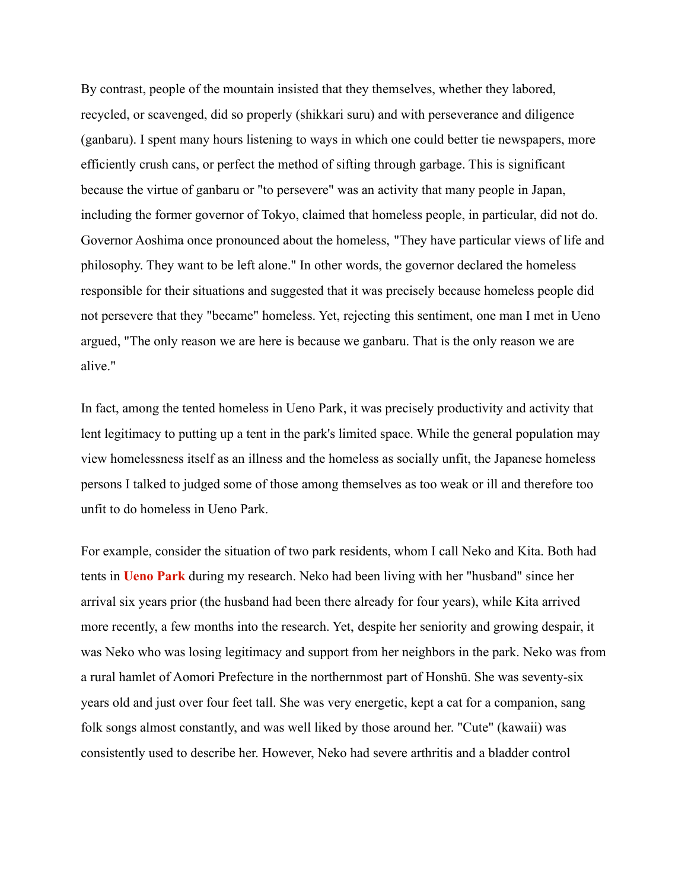By contrast, people of the mountain insisted that they themselves, whether they labored, recycled, or scavenged, did so properly (shikkari suru) and with perseverance and diligence (ganbaru). I spent many hours listening to ways in which one could better tie newspapers, more efficiently crush cans, or perfect the method of sifting through garbage. This is significant because the virtue of ganbaru or "to persevere" was an activity that many people in Japan, including the former governor of Tokyo, claimed that homeless people, in particular, did not do. Governor Aoshima once pronounced about the homeless, "They have particular views of life and philosophy. They want to be left alone." In other words, the governor declared the homeless responsible for their situations and suggested that it was precisely because homeless people did not persevere that they "became" homeless. Yet, rejecting this sentiment, one man I met in Ueno argued, "The only reason we are here is because we ganbaru. That is the only reason we are alive."

In fact, among the tented homeless in Ueno Park, it was precisely productivity and activity that lent legitimacy to putting up a tent in the park's limited space. While the general population may view homelessness itself as an illness and the homeless as socially unfit, the Japanese homeless persons I talked to judged some of those among themselves as too weak or ill and therefore too unfit to do homeless in Ueno Park.

For example, consider the situation of two park residents, whom I call Neko and Kita. Both had tents in **Ueno Park** during my research. Neko had been living with her "husband" since her arrival six years prior (the husband had been there already for four years), while Kita arrived more recently, a few months into the research. Yet, despite her seniority and growing despair, it was Neko who was losing legitimacy and support from her neighbors in the park. Neko was from a rural hamlet of Aomori Prefecture in the northernmost part of Honshū. She was seventy-six years old and just over four feet tall. She was very energetic, kept a cat for a companion, sang folk songs almost constantly, and was well liked by those around her. "Cute" (kawaii) was consistently used to describe her. However, Neko had severe arthritis and a bladder control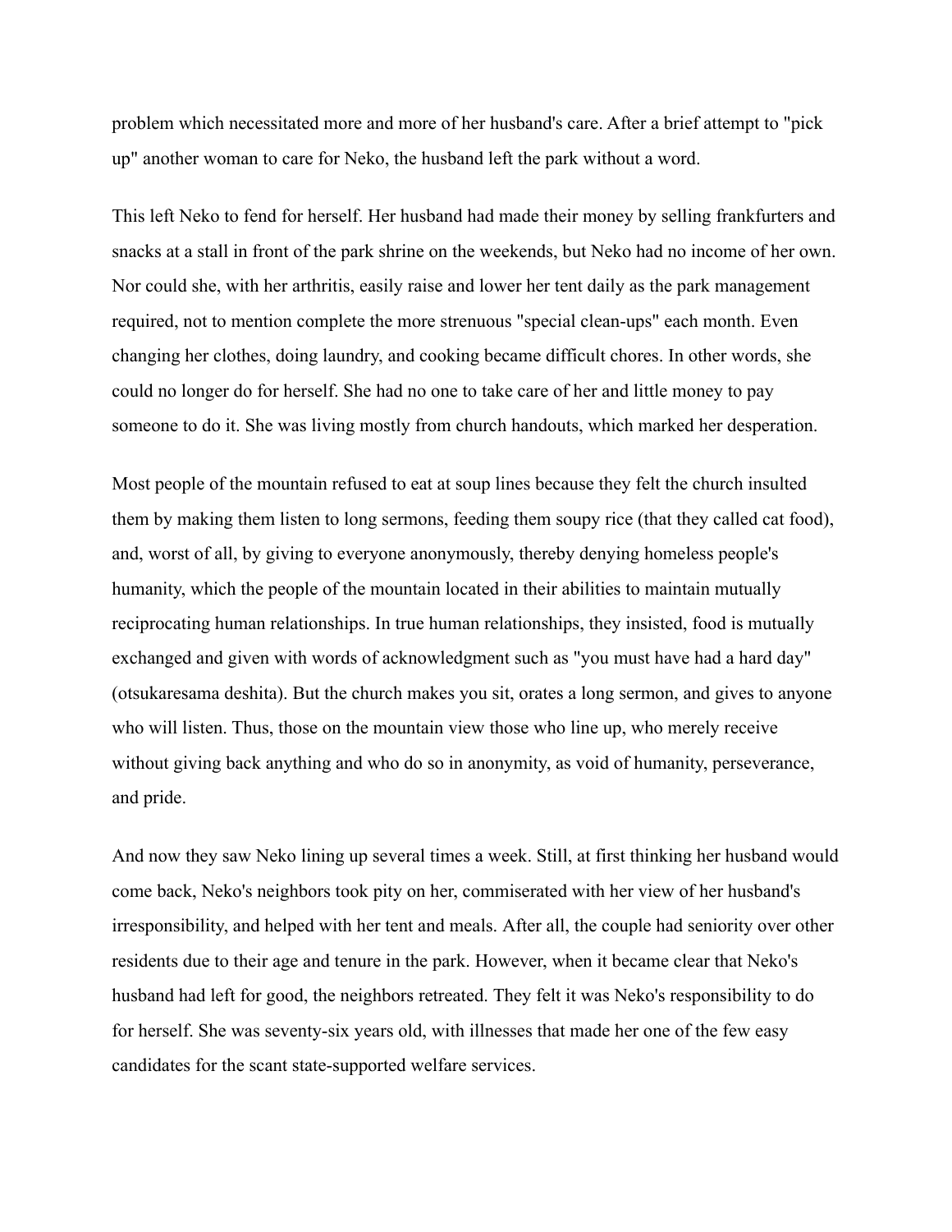problem which necessitated more and more of her husband's care. After a brief attempt to "pick up" another woman to care for Neko, the husband left the park without a word.

This left Neko to fend for herself. Her husband had made their money by selling frankfurters and snacks at a stall in front of the park shrine on the weekends, but Neko had no income of her own. Nor could she, with her arthritis, easily raise and lower her tent daily as the park management required, not to mention complete the more strenuous "special clean-ups" each month. Even changing her clothes, doing laundry, and cooking became difficult chores. In other words, she could no longer do for herself. She had no one to take care of her and little money to pay someone to do it. She was living mostly from church handouts, which marked her desperation.

Most people of the mountain refused to eat at soup lines because they felt the church insulted them by making them listen to long sermons, feeding them soupy rice (that they called cat food), and, worst of all, by giving to everyone anonymously, thereby denying homeless people's humanity, which the people of the mountain located in their abilities to maintain mutually reciprocating human relationships. In true human relationships, they insisted, food is mutually exchanged and given with words of acknowledgment such as "you must have had a hard day" (otsukaresama deshita). But the church makes you sit, orates a long sermon, and gives to anyone who will listen. Thus, those on the mountain view those who line up, who merely receive without giving back anything and who do so in anonymity, as void of humanity, perseverance, and pride.

And now they saw Neko lining up several times a week. Still, at first thinking her husband would come back, Neko's neighbors took pity on her, commiserated with her view of her husband's irresponsibility, and helped with her tent and meals. After all, the couple had seniority over other residents due to their age and tenure in the park. However, when it became clear that Neko's husband had left for good, the neighbors retreated. They felt it was Neko's responsibility to do for herself. She was seventy-six years old, with illnesses that made her one of the few easy candidates for the scant state-supported welfare services.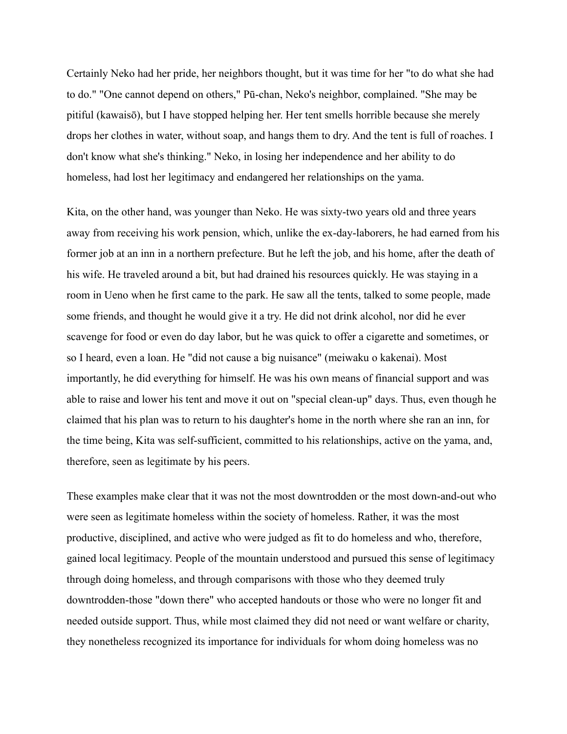Certainly Neko had her pride, her neighbors thought, but it was time for her "to do what she had to do." "One cannot depend on others," Pū-chan, Neko's neighbor, complained. "She may be pitiful (kawaisō), but I have stopped helping her. Her tent smells horrible because she merely drops her clothes in water, without soap, and hangs them to dry. And the tent is full of roaches. I don't know what she's thinking." Neko, in losing her independence and her ability to do homeless, had lost her legitimacy and endangered her relationships on the yama.

Kita, on the other hand, was younger than Neko. He was sixty-two years old and three years away from receiving his work pension, which, unlike the ex-day-laborers, he had earned from his former job at an inn in a northern prefecture. But he left the job, and his home, after the death of his wife. He traveled around a bit, but had drained his resources quickly. He was staying in a room in Ueno when he first came to the park. He saw all the tents, talked to some people, made some friends, and thought he would give it a try. He did not drink alcohol, nor did he ever scavenge for food or even do day labor, but he was quick to offer a cigarette and sometimes, or so I heard, even a loan. He "did not cause a big nuisance" (meiwaku o kakenai). Most importantly, he did everything for himself. He was his own means of financial support and was able to raise and lower his tent and move it out on "special clean-up" days. Thus, even though he claimed that his plan was to return to his daughter's home in the north where she ran an inn, for the time being, Kita was self-sufficient, committed to his relationships, active on the yama, and, therefore, seen as legitimate by his peers.

These examples make clear that it was not the most downtrodden or the most down-and-out who were seen as legitimate homeless within the society of homeless. Rather, it was the most productive, disciplined, and active who were judged as fit to do homeless and who, therefore, gained local legitimacy. People of the mountain understood and pursued this sense of legitimacy through doing homeless, and through comparisons with those who they deemed truly downtrodden-those "down there" who accepted handouts or those who were no longer fit and needed outside support. Thus, while most claimed they did not need or want welfare or charity, they nonetheless recognized its importance for individuals for whom doing homeless was no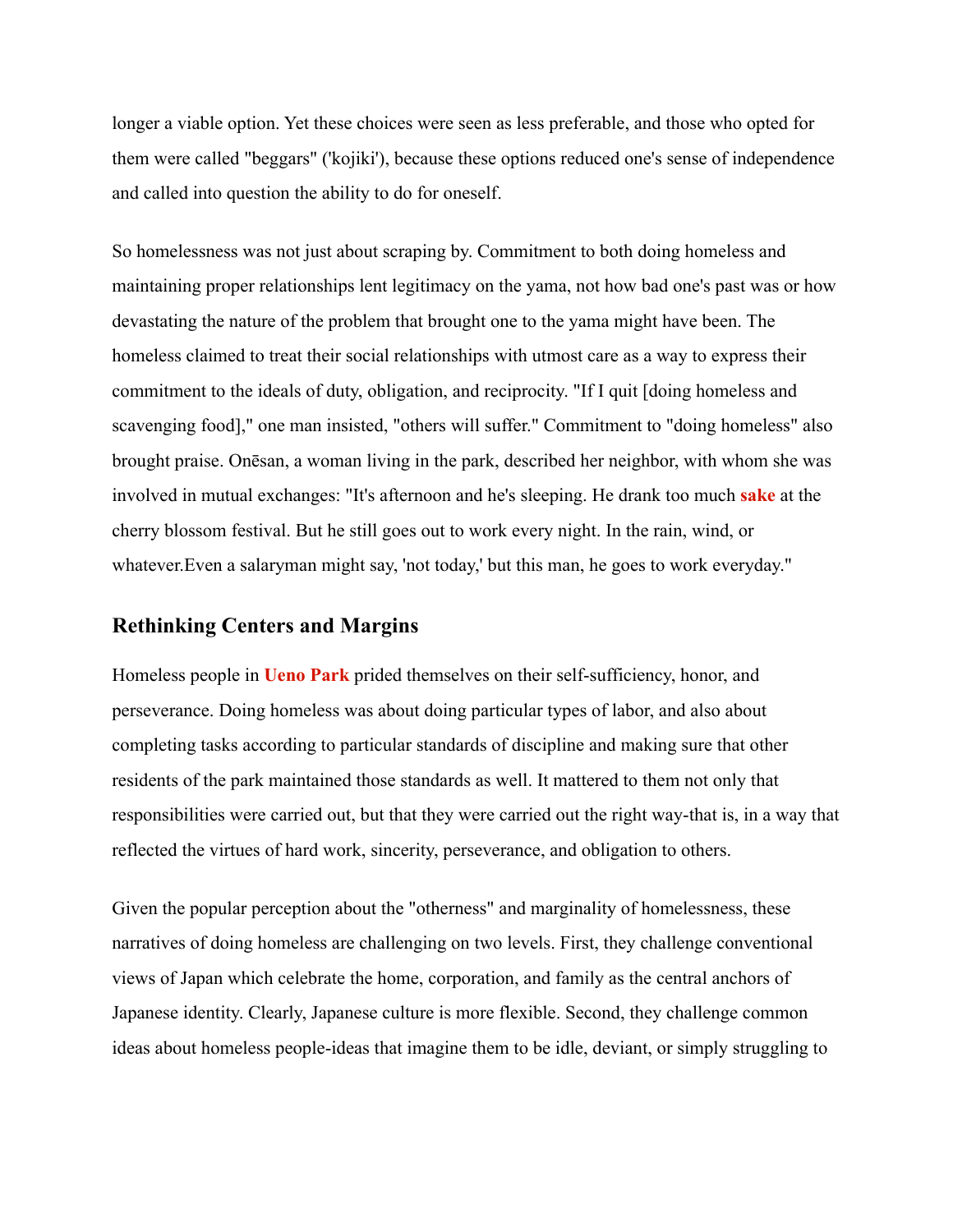longer a viable option. Yet these choices were seen as less preferable, and those who opted for them were called "beggars" ('kojiki'), because these options reduced one's sense of independence and called into question the ability to do for oneself.

So homelessness was not just about scraping by. Commitment to both doing homeless and maintaining proper relationships lent legitimacy on the yama, not how bad one's past was or how devastating the nature of the problem that brought one to the yama might have been. The homeless claimed to treat their social relationships with utmost care as a way to express their commitment to the ideals of duty, obligation, and reciprocity. "If I quit [doing homeless and scavenging food]," one man insisted, "others will suffer." Commitment to "doing homeless" also brought praise. Onēsan, a woman living in the park, described her neighbor, with whom she was involved in mutual exchanges: "It's afternoon and he's sleeping. He drank too much **sake** at the cherry blossom festival. But he still goes out to work every night. In the rain, wind, or whatever.Even a salaryman might say, 'not today,' but this man, he goes to work everyday."

## Rethinking Centers and Margins

Homeless people in **Ueno Park** prided themselves on their self-sufficiency, honor, and perseverance. Doing homeless was about doing particular types of labor, and also about completing tasks according to particular standards of discipline and making sure that other residents of the park maintained those standards as well. It mattered to them not only that responsibilities were carried out, but that they were carried out the right way-that is, in a way that reflected the virtues of hard work, sincerity, perseverance, and obligation to others.

Given the popular perception about the "otherness" and marginality of homelessness, these narratives of doing homeless are challenging on two levels. First, they challenge conventional views of Japan which celebrate the home, corporation, and family as the central anchors of Japanese identity. Clearly, Japanese culture is more flexible. Second, they challenge common ideas about homeless people-ideas that imagine them to be idle, deviant, or simply struggling to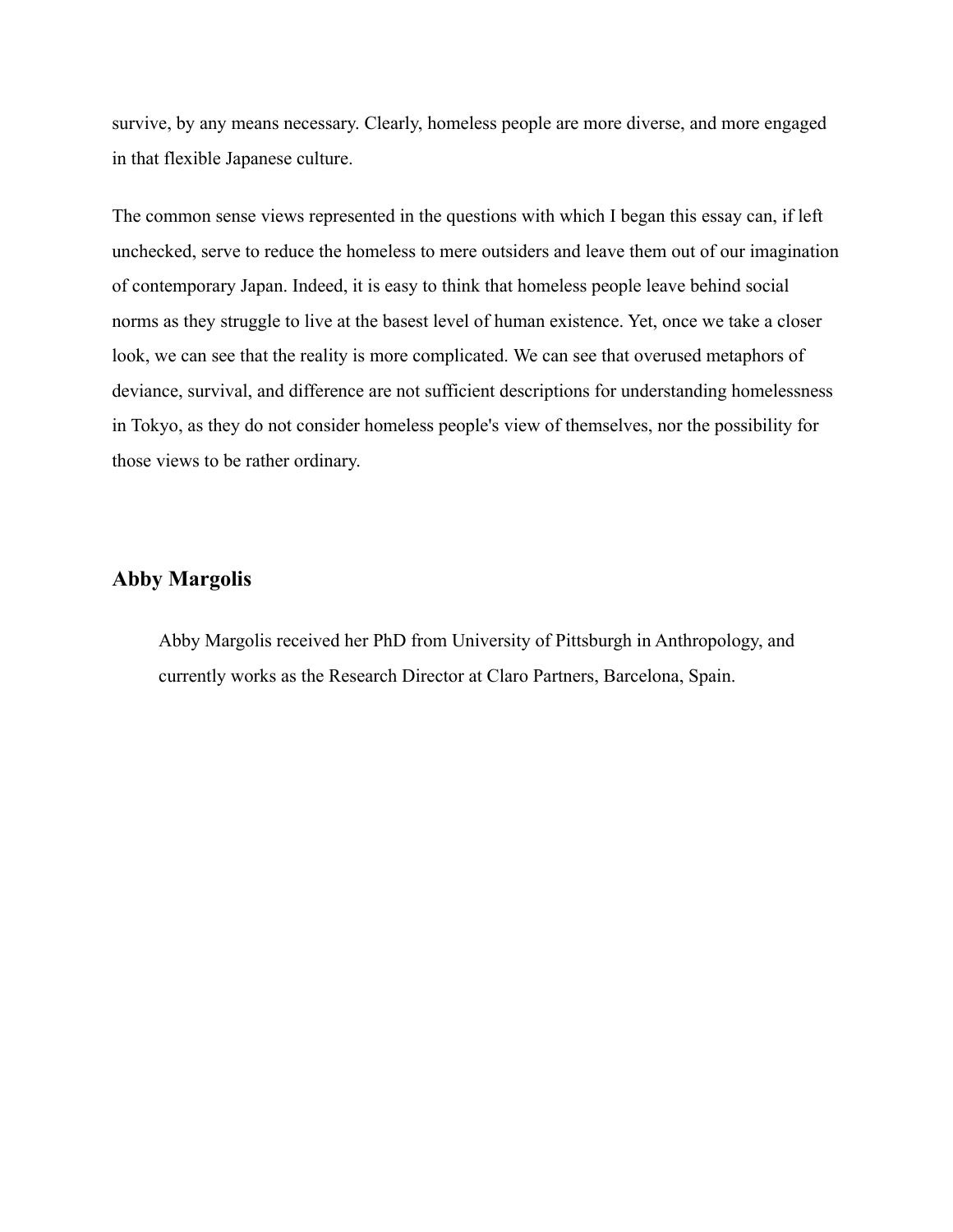survive, by any means necessary. Clearly, homeless people are more diverse, and more engaged in that flexible Japanese culture.

The common sense views represented in the questions with which I began this essay can, if left unchecked, serve to reduce the homeless to mere outsiders and leave them out of our imagination of contemporary Japan. Indeed, it is easy to think that homeless people leave behind social norms as they struggle to live at the basest level of human existence. Yet, once we take a closer look, we can see that the reality is more complicated. We can see that overused metaphors of deviance, survival, and difference are not sufficient descriptions for understanding homelessness in Tokyo, as they do not consider homeless people's view of themselves, nor the possibility for those views to be rather ordinary.

## Abby Margolis

> Abby Margolis received her PhD from University of Pittsburgh in Anthropology, and currently works as the Research Director at Claro Partners, Barcelona, Spain.